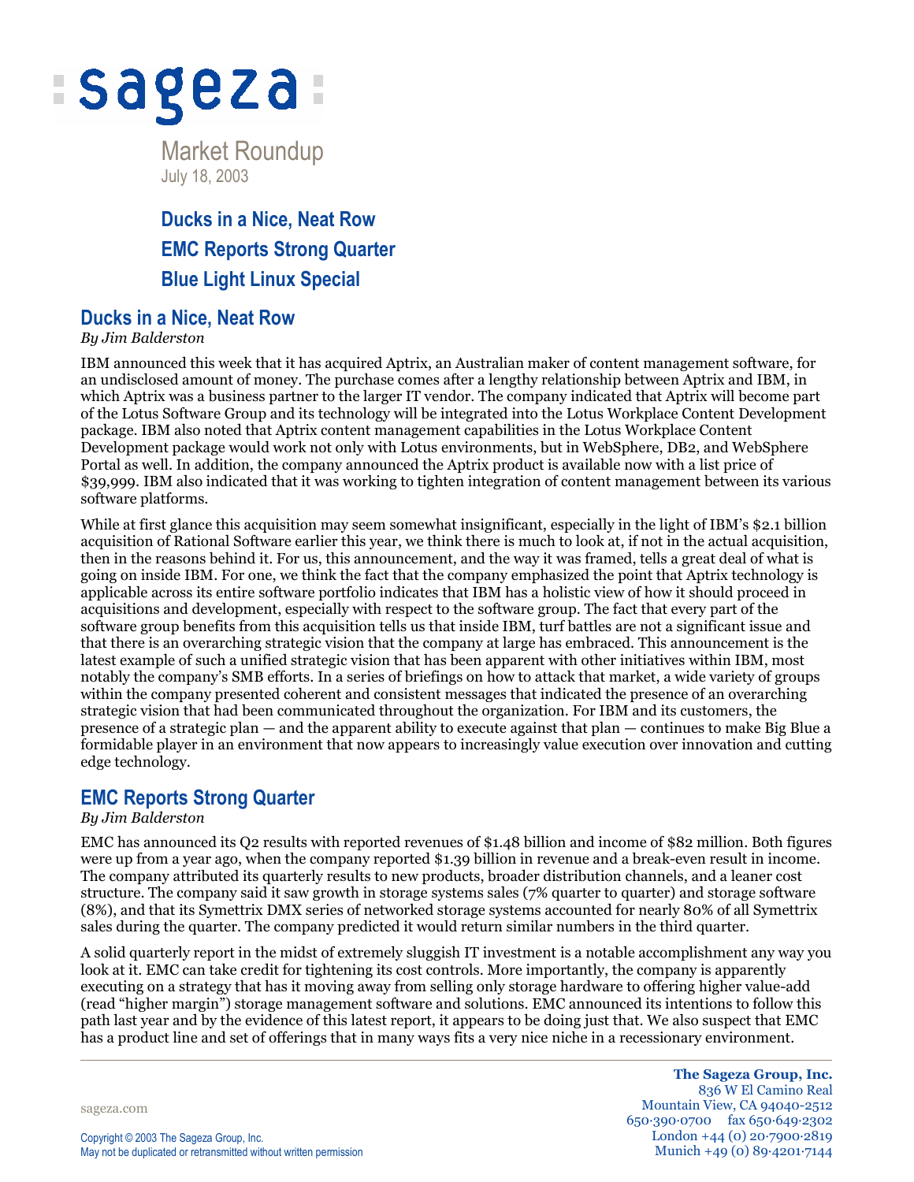# sageza

Market Roundup
July 18, 2003

**Ducks in a Nice, Neat Row**
**EMC Reports Strong Quarter**
**Blue Light Linux Special**

## Ducks in a Nice, Neat Row

*By Jim Balderston*

IBM announced this week that it has acquired Aptrix, an Australian maker of content management software, for an undisclosed amount of money. The purchase comes after a lengthy relationship between Aptrix and IBM, in which Aptrix was a business partner to the larger IT vendor. The company indicated that Aptrix will become part of the Lotus Software Group and its technology will be integrated into the Lotus Workplace Content Development package. IBM also noted that Aptrix content management capabilities in the Lotus Workplace Content Development package would work not only with Lotus environments, but in WebSphere, DB2, and WebSphere Portal as well. In addition, the company announced the Aptrix product is available now with a list price of $39,999. IBM also indicated that it was working to tighten integration of content management between its various software platforms.

While at first glance this acquisition may seem somewhat insignificant, especially in the light of IBM's $2.1 billion acquisition of Rational Software earlier this year, we think there is much to look at, if not in the actual acquisition, then in the reasons behind it. For us, this announcement, and the way it was framed, tells a great deal of what is going on inside IBM. For one, we think the fact that the company emphasized the point that Aptrix technology is applicable across its entire software portfolio indicates that IBM has a holistic view of how it should proceed in acquisitions and development, especially with respect to the software group. The fact that every part of the software group benefits from this acquisition tells us that inside IBM, turf battles are not a significant issue and that there is an overarching strategic vision that the company at large has embraced. This announcement is the latest example of such a unified strategic vision that has been apparent with other initiatives within IBM, most notably the company's SMB efforts. In a series of briefings on how to attack that market, a wide variety of groups within the company presented coherent and consistent messages that indicated the presence of an overarching strategic vision that had been communicated throughout the organization. For IBM and its customers, the presence of a strategic plan — and the apparent ability to execute against that plan — continues to make Big Blue a formidable player in an environment that now appears to increasingly value execution over innovation and cutting edge technology.

## EMC Reports Strong Quarter

*By Jim Balderston*

EMC has announced its Q2 results with reported revenues of $1.48 billion and income of $82 million. Both figures were up from a year ago, when the company reported $1.39 billion in revenue and a break-even result in income. The company attributed its quarterly results to new products, broader distribution channels, and a leaner cost structure. The company said it saw growth in storage systems sales (7% quarter to quarter) and storage software (8%), and that its Symetrix DMX series of networked storage systems accounted for nearly 80% of all Symettrix sales during the quarter. The company predicted it would return similar numbers in the third quarter.

A solid quarterly report in the midst of extremely sluggish IT investment is a notable accomplishment any way you look at it. EMC can take credit for tightening its cost controls. More importantly, the company is apparently executing on a strategy that has it moving away from selling only storage hardware to offering higher value-add (read "higher margin") storage management software and solutions. EMC announced its intentions to follow this path last year and by the evidence of this latest report, it appears to be doing just that. We also suspect that EMC has a product line and set of offerings that in many ways fits a very nice niche in a recessionary environment.

sageza.com

Copyright © 2003 The Sageza Group, Inc.
May not be duplicated or retransmitted without written permission

**The Sageza Group, Inc.**
836 W El Camino Real
Mountain View, CA 94040-2512
650·390·0700 fax 650·649·2302
London +44 (0) 20·7900·2819
Munich +49 (0) 89·4201·7144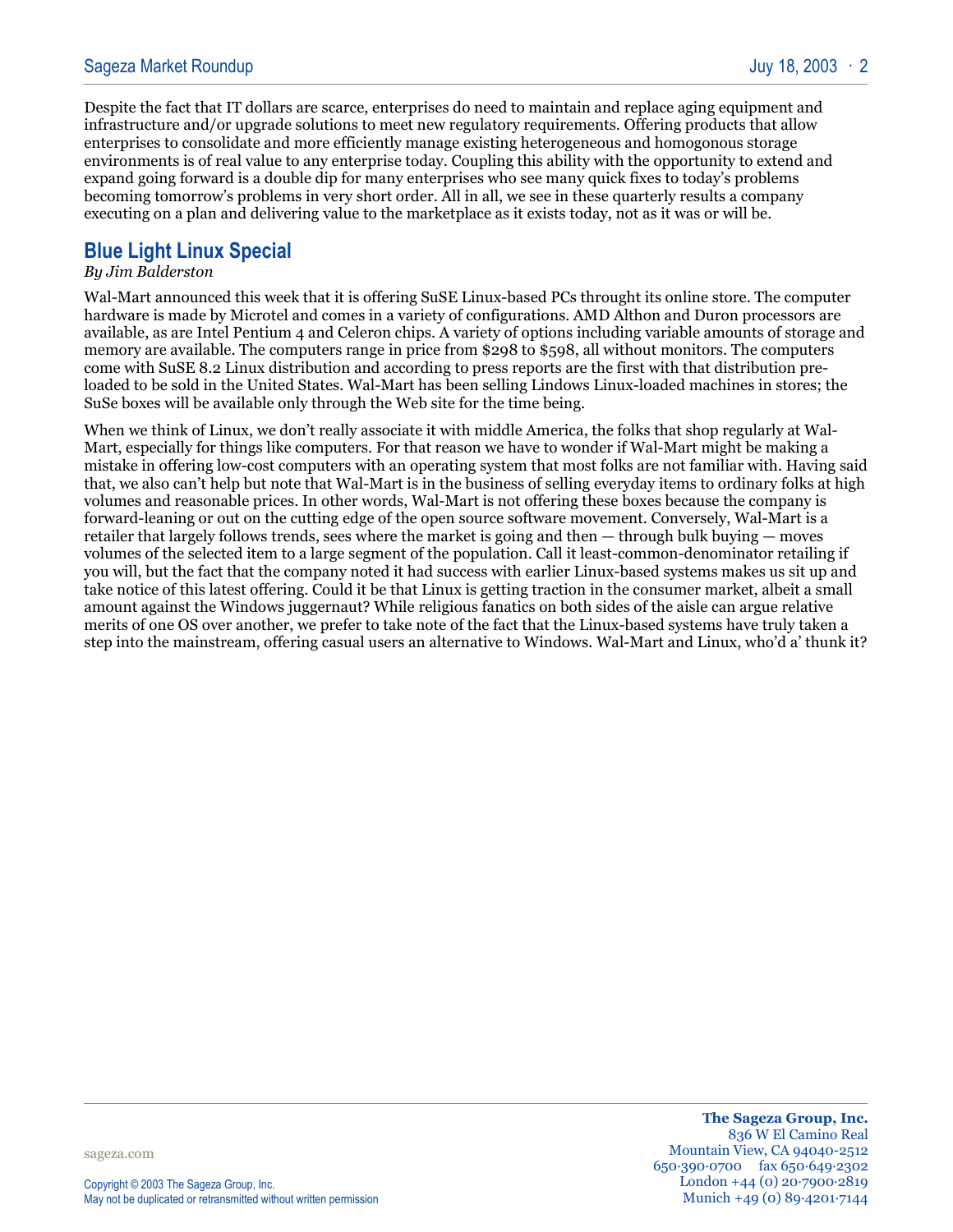Despite the fact that IT dollars are scarce, enterprises do need to maintain and replace aging equipment and infrastructure and/or upgrade solutions to meet new regulatory requirements. Offering products that allow enterprises to consolidate and more efficiently manage existing heterogeneous and homogonous storage environments is of real value to any enterprise today. Coupling this ability with the opportunity to extend and expand going forward is a double dip for many enterprises who see many quick fixes to today's problems becoming tomorrow's problems in very short order. All in all, we see in these quarterly results a company executing on a plan and delivering value to the marketplace as it exists today, not as it was or will be.

## Blue Light Linux Special

*By Jim Balderston*

Wal-Mart announced this week that it is offering SuSE Linux-based PCs throught its online store. The computer hardware is made by Microtel and comes in a variety of configurations. AMD Althon and Duron processors are available, as are Intel Pentium 4 and Celeron chips. A variety of options including variable amounts of storage and memory are available. The computers range in price from $298 to $598, all without monitors. The computers come with SuSE 8.2 Linux distribution and according to press reports are the first with that distribution pre-loaded to be sold in the United States. Wal-Mart has been selling Lindows Linux-loaded machines in stores; the SuSe boxes will be available only through the Web site for the time being.

When we think of Linux, we don't really associate it with middle America, the folks that shop regularly at Wal-Mart, especially for things like computers. For that reason we have to wonder if Wal-Mart might be making a mistake in offering low-cost computers with an operating system that most folks are not familiar with. Having said that, we also can't help but note that Wal-Mart is in the business of selling everyday items to ordinary folks at high volumes and reasonable prices. In other words, Wal-Mart is not offering these boxes because the company is forward-leaning or out on the cutting edge of the open source software movement. Conversely, Wal-Mart is a retailer that largely follows trends, sees where the market is going and then — through bulk buying — moves volumes of the selected item to a large segment of the population. Call it least-common-denominator retailing if you will, but the fact that the company noted it had success with earlier Linux-based systems makes us sit up and take notice of this latest offering. Could it be that Linux is getting traction in the consumer market, albeit a small amount against the Windows juggernaut? While religious fanatics on both sides of the aisle can argue relative merits of one OS over another, we prefer to take note of the fact that the Linux-based systems have truly taken a step into the mainstream, offering casual users an alternative to Windows. Wal-Mart and Linux, who'd a' thunk it?